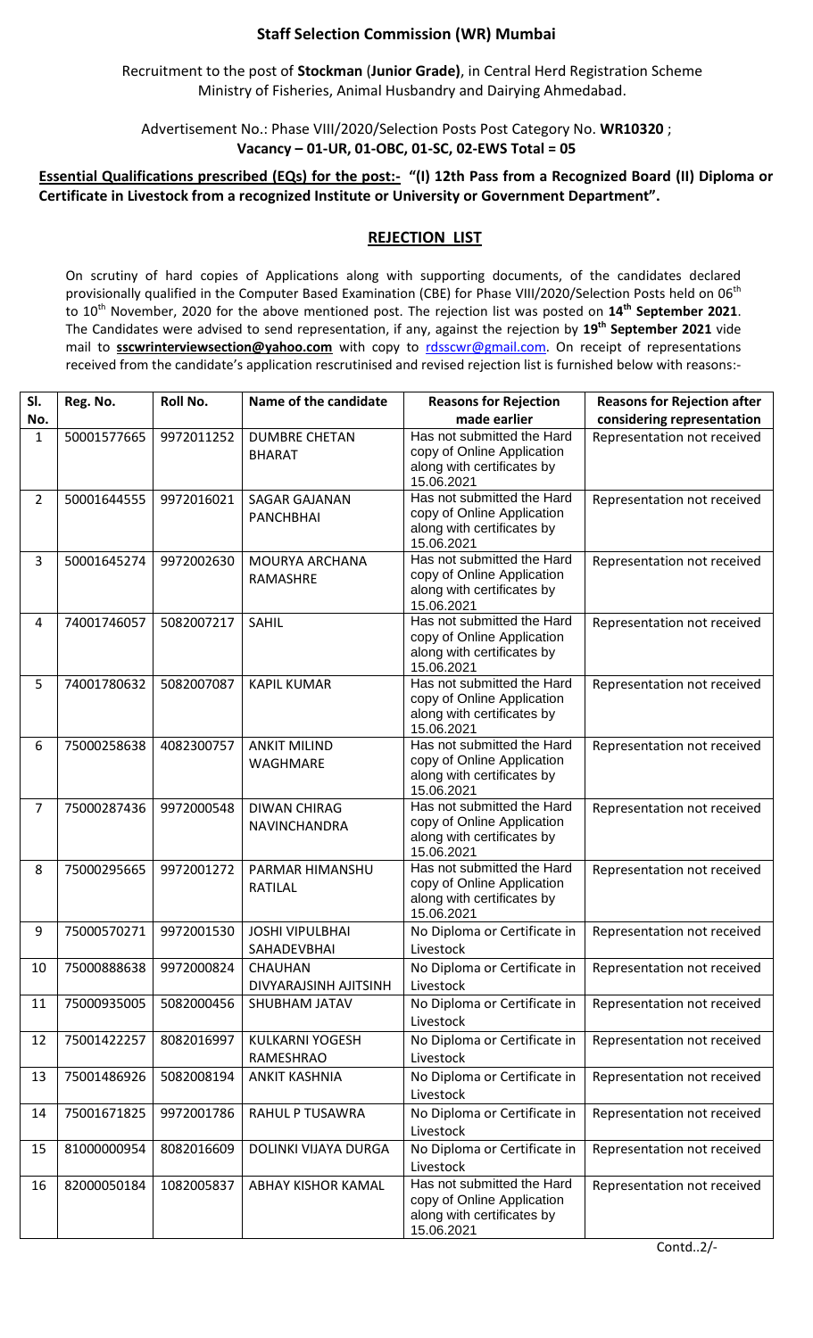## Staff Selection Commission (WR) Mumbai

Recruitment to the post of **Stockman** (**Junior Grade**), in Central Herd Registration Scheme Ministry of Fisheries, Animal Husbandry and Dairying Ahmedabad.

Advertisement No.: Phase VIII/2020/Selection Posts Post Category No. **WR10320** ;
**Vacancy – 01-UR, 01-OBC, 01-SC, 02-EWS Total = 05**

**Essential Qualifications prescribed (EQs) for the post:- "(I) 12th Pass from a Recognized Board (II) Diploma or Certificate in Livestock from a recognized Institute or University or Government Department".**

### REJECTION LIST

On scrutiny of hard copies of Applications along with supporting documents, of the candidates declared provisionally qualified in the Computer Based Examination (CBE) for Phase VIII/2020/Selection Posts held on 06th to 10th November, 2020 for the above mentioned post. The rejection list was posted on **14th September 2021**. The Candidates were advised to send representation, if any, against the rejection by **19th September 2021** vide mail to **sscwrinterviewsection@yahoo.com** with copy to rdsscwr@gmail.com. On receipt of representations received from the candidate's application rescrutinised and revised rejection list is furnished below with reasons:-

| Sl. No. | Reg. No. | Roll No. | Name of the candidate | Reasons for Rejection made earlier | Reasons for Rejection after considering representation |
|---|---|---|---|---|---|
| 1 | 50001577665 | 9972011252 | DUMBRE CHETAN BHARAT | Has not submitted the Hard copy of Online Application along with certificates by 15.06.2021 | Representation not received |
| 2 | 50001644555 | 9972016021 | SAGAR GAJANAN PANCHBHAI | Has not submitted the Hard copy of Online Application along with certificates by 15.06.2021 | Representation not received |
| 3 | 50001645274 | 9972002630 | MOURYA ARCHANA RAMASHRE | Has not submitted the Hard copy of Online Application along with certificates by 15.06.2021 | Representation not received |
| 4 | 74001746057 | 5082007217 | SAHIL | Has not submitted the Hard copy of Online Application along with certificates by 15.06.2021 | Representation not received |
| 5 | 74001780632 | 5082007087 | KAPIL KUMAR | Has not submitted the Hard copy of Online Application along with certificates by 15.06.2021 | Representation not received |
| 6 | 75000258638 | 4082300757 | ANKIT MILIND WAGHMARE | Has not submitted the Hard copy of Online Application along with certificates by 15.06.2021 | Representation not received |
| 7 | 75000287436 | 9972000548 | DIWAN CHIRAG NAVINCHANDRA | Has not submitted the Hard copy of Online Application along with certificates by 15.06.2021 | Representation not received |
| 8 | 75000295665 | 9972001272 | PARMAR HIMANSHU RATILAL | Has not submitted the Hard copy of Online Application along with certificates by 15.06.2021 | Representation not received |
| 9 | 75000570271 | 9972001530 | JOSHI VIPULBHAI SAHADEVBHAI | No Diploma or Certificate in Livestock | Representation not received |
| 10 | 75000888638 | 9972000824 | CHAUHAN DIVYARAJSINH AJITSINH | No Diploma or Certificate in Livestock | Representation not received |
| 11 | 75000935005 | 5082000456 | SHUBHAM JATAV | No Diploma or Certificate in Livestock | Representation not received |
| 12 | 75001422257 | 8082016997 | KULKARNI YOGESH RAMESHRAO | No Diploma or Certificate in Livestock | Representation not received |
| 13 | 75001486926 | 5082008194 | ANKIT KASHNIA | No Diploma or Certificate in Livestock | Representation not received |
| 14 | 75001671825 | 9972001786 | RAHUL P TUSAWRA | No Diploma or Certificate in Livestock | Representation not received |
| 15 | 81000000954 | 8082016609 | DOLINKI VIJAYA DURGA | No Diploma or Certificate in Livestock | Representation not received |
| 16 | 82000050184 | 1082005837 | ABHAY KISHOR KAMAL | Has not submitted the Hard copy of Online Application along with certificates by 15.06.2021 | Representation not received |

Contd..2/-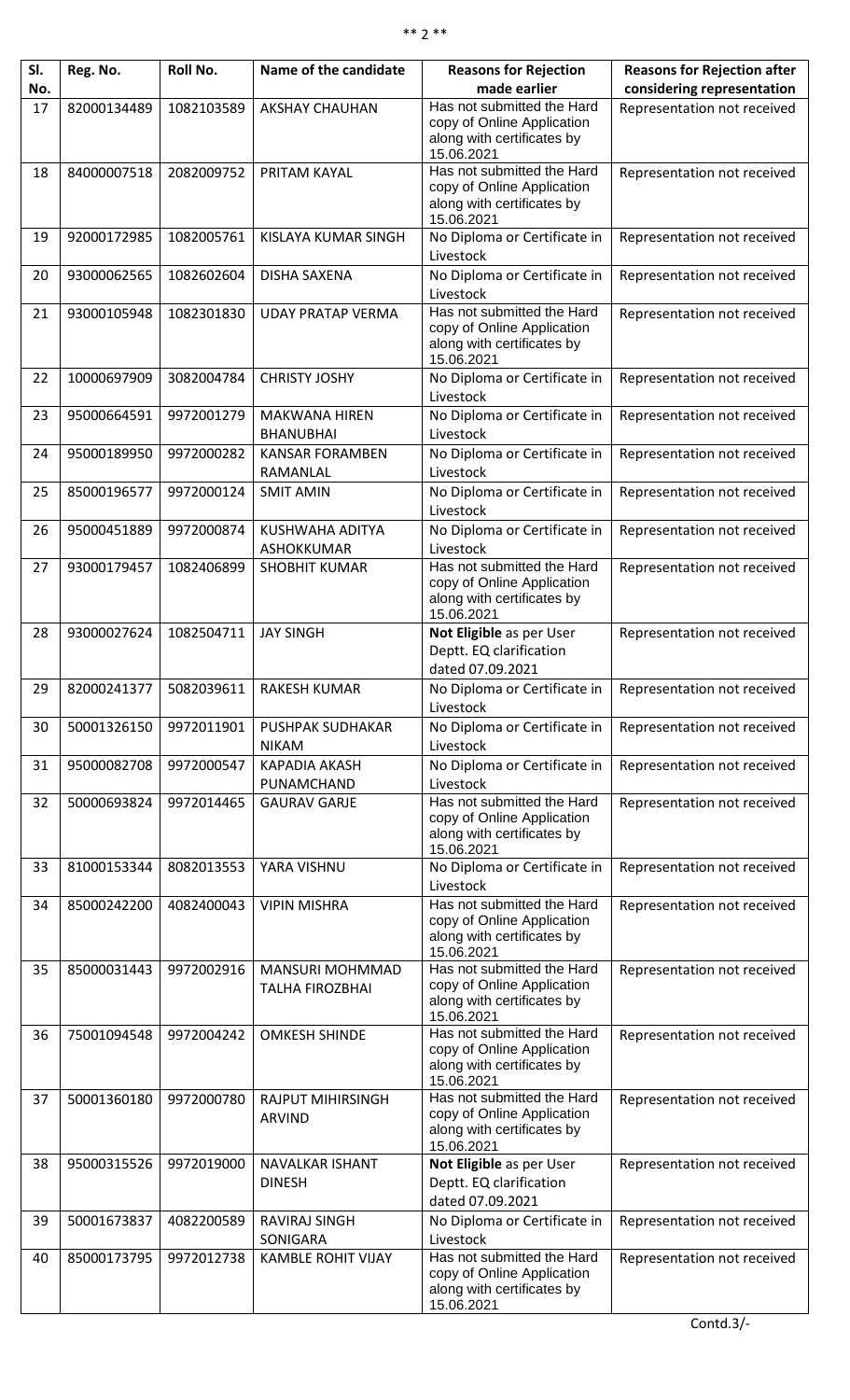| Sl. No. | Reg. No. | Roll No. | Name of the candidate | Reasons for Rejection made earlier | Reasons for Rejection after considering representation |
|---|---|---|---|---|---|
| 17 | 82000134489 | 1082103589 | AKSHAY CHAUHAN | Has not submitted the Hard copy of Online Application along with certificates by 15.06.2021 | Representation not received |
| 18 | 84000007518 | 2082009752 | PRITAM KAYAL | Has not submitted the Hard copy of Online Application along with certificates by 15.06.2021 | Representation not received |
| 19 | 92000172985 | 1082005761 | KISLAYA KUMAR SINGH | No Diploma or Certificate in Livestock | Representation not received |
| 20 | 93000062565 | 1082602604 | DISHA SAXENA | No Diploma or Certificate in Livestock | Representation not received |
| 21 | 93000105948 | 1082301830 | UDAY PRATAP VERMA | Has not submitted the Hard copy of Online Application along with certificates by 15.06.2021 | Representation not received |
| 22 | 10000697909 | 3082004784 | CHRISTY JOSHY | No Diploma or Certificate in Livestock | Representation not received |
| 23 | 95000664591 | 9972001279 | MAKWANA HIREN BHANUBHAI | No Diploma or Certificate in Livestock | Representation not received |
| 24 | 95000189950 | 9972000282 | KANSAR FORAMBEN RAMANLAL | No Diploma or Certificate in Livestock | Representation not received |
| 25 | 85000196577 | 9972000124 | SMIT AMIN | No Diploma or Certificate in Livestock | Representation not received |
| 26 | 95000451889 | 9972000874 | KUSHWAHA ADITYA ASHOKKUMAR | No Diploma or Certificate in Livestock | Representation not received |
| 27 | 93000179457 | 1082406899 | SHOBHIT KUMAR | Has not submitted the Hard copy of Online Application along with certificates by 15.06.2021 | Representation not received |
| 28 | 93000027624 | 1082504711 | JAY SINGH | **Not Eligible** as per User Deptt. EQ clarification dated 07.09.2021 | Representation not received |
| 29 | 82000241377 | 5082039611 | RAKESH KUMAR | No Diploma or Certificate in Livestock | Representation not received |
| 30 | 50001326150 | 9972011901 | PUSHPAK SUDHAKAR NIKAM | No Diploma or Certificate in Livestock | Representation not received |
| 31 | 95000082708 | 9972000547 | KAPADIA AKASH PUNAMCHAND | No Diploma or Certificate in Livestock | Representation not received |
| 32 | 50000693824 | 9972014465 | GAURAV GARJE | Has not submitted the Hard copy of Online Application along with certificates by 15.06.2021 | Representation not received |
| 33 | 81000153344 | 8082013553 | YARA VISHNU | No Diploma or Certificate in Livestock | Representation not received |
| 34 | 85000242200 | 4082400043 | VIPIN MISHRA | Has not submitted the Hard copy of Online Application along with certificates by 15.06.2021 | Representation not received |
| 35 | 85000031443 | 9972002916 | MANSURI MOHMMAD TALHA FIROZBHAI | Has not submitted the Hard copy of Online Application along with certificates by 15.06.2021 | Representation not received |
| 36 | 75001094548 | 9972004242 | OMKESH SHINDE | Has not submitted the Hard copy of Online Application along with certificates by 15.06.2021 | Representation not received |
| 37 | 50001360180 | 9972000780 | RAJPUT MIHIRSINGH ARVIND | Has not submitted the Hard copy of Online Application along with certificates by 15.06.2021 | Representation not received |
| 38 | 95000315526 | 9972019000 | NAVALKAR ISHANT DINESH | **Not Eligible** as per User Deptt. EQ clarification dated 07.09.2021 | Representation not received |
| 39 | 50001673837 | 4082200589 | RAVIRAJ SINGH SONIGARA | No Diploma or Certificate in Livestock | Representation not received |
| 40 | 85000173795 | 9972012738 | KAMBLE ROHIT VIJAY | Has not submitted the Hard copy of Online Application along with certificates by 15.06.2021 | Representation not received |

Contd.3/-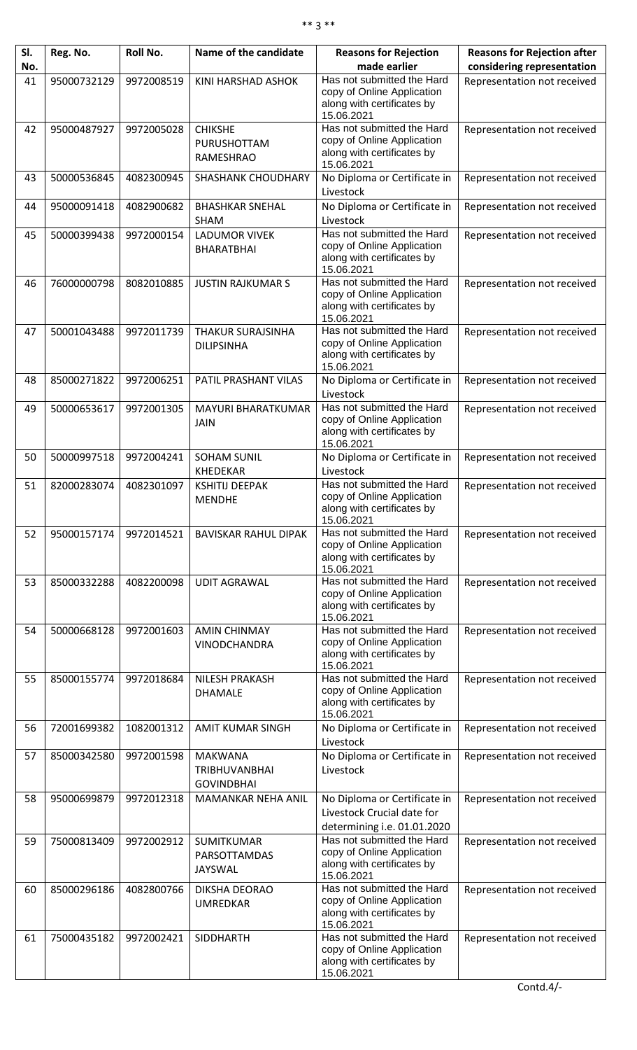| Sl. No. | Reg. No. | Roll No. | Name of the candidate | Reasons for Rejection made earlier | Reasons for Rejection after considering representation |
|---|---|---|---|---|---|
| 41 | 95000732129 | 9972008519 | KINI HARSHAD ASHOK | Has not submitted the Hard copy of Online Application along with certificates by 15.06.2021 | Representation not received |
| 42 | 95000487927 | 9972005028 | CHIKSHE PURUSHOTTAM RAMESHRAO | Has not submitted the Hard copy of Online Application along with certificates by 15.06.2021 | Representation not received |
| 43 | 50000536845 | 4082300945 | SHASHANK CHOUDHARY | No Diploma or Certificate in Livestock | Representation not received |
| 44 | 95000091418 | 4082900682 | BHASHKAR SNEHAL SHAM | No Diploma or Certificate in Livestock | Representation not received |
| 45 | 50000399438 | 9972000154 | LADUMOR VIVEK BHARATBHAI | Has not submitted the Hard copy of Online Application along with certificates by 15.06.2021 | Representation not received |
| 46 | 76000000798 | 8082010885 | JUSTIN RAJKUMAR S | Has not submitted the Hard copy of Online Application along with certificates by 15.06.2021 | Representation not received |
| 47 | 50001043488 | 9972011739 | THAKUR SURAJSINHA DILIPSINHA | Has not submitted the Hard copy of Online Application along with certificates by 15.06.2021 | Representation not received |
| 48 | 85000271822 | 9972006251 | PATIL PRASHANT VILAS | No Diploma or Certificate in Livestock | Representation not received |
| 49 | 50000653617 | 9972001305 | MAYURI BHARATKUMAR JAIN | Has not submitted the Hard copy of Online Application along with certificates by 15.06.2021 | Representation not received |
| 50 | 50000997518 | 9972004241 | SOHAM SUNIL KHEDEKAR | No Diploma or Certificate in Livestock | Representation not received |
| 51 | 82000283074 | 4082301097 | KSHITIJ DEEPAK MENDHE | Has not submitted the Hard copy of Online Application along with certificates by 15.06.2021 | Representation not received |
| 52 | 95000157174 | 9972014521 | BAVISKAR RAHUL DIPAK | Has not submitted the Hard copy of Online Application along with certificates by 15.06.2021 | Representation not received |
| 53 | 85000332288 | 4082200098 | UDIT AGRAWAL | Has not submitted the Hard copy of Online Application along with certificates by 15.06.2021 | Representation not received |
| 54 | 50000668128 | 9972001603 | AMIN CHINMAY VINODCHANDRA | Has not submitted the Hard copy of Online Application along with certificates by 15.06.2021 | Representation not received |
| 55 | 85000155774 | 9972018684 | NILESH PRAKASH DHAMALE | Has not submitted the Hard copy of Online Application along with certificates by 15.06.2021 | Representation not received |
| 56 | 72001699382 | 1082001312 | AMIT KUMAR SINGH | No Diploma or Certificate in Livestock | Representation not received |
| 57 | 85000342580 | 9972001598 | MAKWANA TRIBHUVANBHAI GOVINDBHAI | No Diploma or Certificate in Livestock | Representation not received |
| 58 | 95000699879 | 9972012318 | MAMANKAR NEHA ANIL | No Diploma or Certificate in Livestock Crucial date for determining i.e. 01.01.2020 | Representation not received |
| 59 | 75000813409 | 9972002912 | SUMITKUMAR PARSOTTAMDAS JAYSWAL | Has not submitted the Hard copy of Online Application along with certificates by 15.06.2021 | Representation not received |
| 60 | 85000296186 | 4082800766 | DIKSHA DEORAO UMREDKAR | Has not submitted the Hard copy of Online Application along with certificates by 15.06.2021 | Representation not received |
| 61 | 75000435182 | 9972002421 | SIDDHARTH | Has not submitted the Hard copy of Online Application along with certificates by 15.06.2021 | Representation not received |

Contd.4/-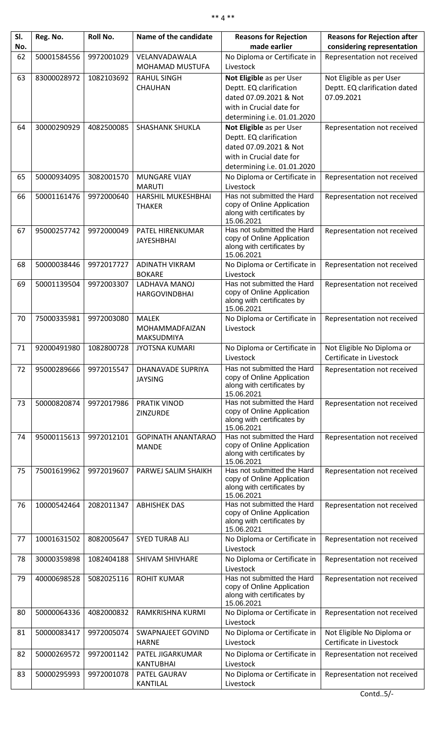| Sl. No. | Reg. No. | Roll No. | Name of the candidate | Reasons for Rejection made earlier | Reasons for Rejection after considering representation |
|---|---|---|---|---|---|
| 62 | 50001584556 | 9972001029 | VELANVADAWALA MOHAMAD MUSTUFA | No Diploma or Certificate in Livestock | Representation not received |
| 63 | 83000028972 | 1082103692 | RAHUL SINGH CHAUHAN | **Not Eligible** as per User Deptt. EQ clarification dated 07.09.2021 & Not with in Crucial date for determining i.e. 01.01.2020 | Not Eligible as per User Deptt. EQ clarification dated 07.09.2021 |
| 64 | 30000290929 | 4082500085 | SHASHANK SHUKLA | **Not Eligible** as per User Deptt. EQ clarification dated 07.09.2021 & Not with in Crucial date for determining i.e. 01.01.2020 | Representation not received |
| 65 | 50000934095 | 3082001570 | MUNGARE VIJAY MARUTI | No Diploma or Certificate in Livestock | Representation not received |
| 66 | 50001161476 | 9972000640 | HARSHIL MUKESHBHAI THAKER | Has not submitted the Hard copy of Online Application along with certificates by 15.06.2021 | Representation not received |
| 67 | 95000257742 | 9972000049 | PATEL HIRENKUMAR JAYESHBHAI | Has not submitted the Hard copy of Online Application along with certificates by 15.06.2021 | Representation not received |
| 68 | 50000038446 | 9972017727 | ADINATH VIKRAM BOKARE | No Diploma or Certificate in Livestock | Representation not received |
| 69 | 50001139504 | 9972003307 | LADHAVA MANOJ HARGOVINDBHAI | Has not submitted the Hard copy of Online Application along with certificates by 15.06.2021 | Representation not received |
| 70 | 75000335981 | 9972003080 | MALEK MOHAMMADFAIZAN MAKSUDMIYA | No Diploma or Certificate in Livestock | Representation not received |
| 71 | 92000491980 | 1082800728 | JYOTSNA KUMARI | No Diploma or Certificate in Livestock | Not Eligible No Diploma or Certificate in Livestock |
| 72 | 95000289666 | 9972015547 | DHANAVADE SUPRIYA JAYSING | Has not submitted the Hard copy of Online Application along with certificates by 15.06.2021 | Representation not received |
| 73 | 50000820874 | 9972017986 | PRATIK VINOD ZINZURDE | Has not submitted the Hard copy of Online Application along with certificates by 15.06.2021 | Representation not received |
| 74 | 95000115613 | 9972012101 | GOPINATH ANANTARAO MANDE | Has not submitted the Hard copy of Online Application along with certificates by 15.06.2021 | Representation not received |
| 75 | 75001619962 | 9972019607 | PARWEJ SALIM SHAIKH | Has not submitted the Hard copy of Online Application along with certificates by 15.06.2021 | Representation not received |
| 76 | 10000542464 | 2082011347 | ABHISHEK DAS | Has not submitted the Hard copy of Online Application along with certificates by 15.06.2021 | Representation not received |
| 77 | 10001631502 | 8082005647 | SYED TURAB ALI | No Diploma or Certificate in Livestock | Representation not received |
| 78 | 30000359898 | 1082404188 | SHIVAM SHIVHARE | No Diploma or Certificate in Livestock | Representation not received |
| 79 | 40000698528 | 5082025116 | ROHIT KUMAR | Has not submitted the Hard copy of Online Application along with certificates by 15.06.2021 | Representation not received |
| 80 | 50000064336 | 4082000832 | RAMKRISHNA KURMI | No Diploma or Certificate in Livestock | Representation not received |
| 81 | 50000083417 | 9972005074 | SWAPNAJEET GOVIND HARNE | No Diploma or Certificate in Livestock | Not Eligible No Diploma or Certificate in Livestock |
| 82 | 50000269572 | 9972001142 | PATEL JIGARKUMAR KANTUBHAI | No Diploma or Certificate in Livestock | Representation not received |
| 83 | 50000295993 | 9972001078 | PATEL GAURAV KANTILAL | No Diploma or Certificate in Livestock | Representation not received |

Contd..5/-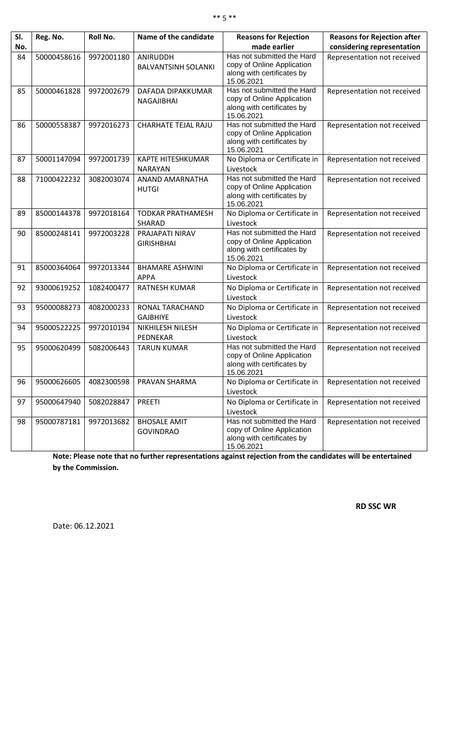| Sl. No. | Reg. No. | Roll No. | Name of the candidate | Reasons for Rejection made earlier | Reasons for Rejection after considering representation |
|---|---|---|---|---|---|
| 84 | 50000458616 | 9972001180 | ANIRUDDH BALVANTSINH SOLANKI | Has not submitted the Hard copy of Online Application along with certificates by 15.06.2021 | Representation not received |
| 85 | 50000461828 | 9972002679 | DAFADA DIPAKKUMAR NAGAJIBHAI | Has not submitted the Hard copy of Online Application along with certificates by 15.06.2021 | Representation not received |
| 86 | 50000558387 | 9972016273 | CHARHATE TEJAL RAJU | Has not submitted the Hard copy of Online Application along with certificates by 15.06.2021 | Representation not received |
| 87 | 50001147094 | 9972001739 | KAPTE HITESHKUMAR NARAYAN | No Diploma or Certificate in Livestock | Representation not received |
| 88 | 71000422232 | 3082003074 | ANAND AMARNATHA HUTGI | Has not submitted the Hard copy of Online Application along with certificates by 15.06.2021 | Representation not received |
| 89 | 85000144378 | 9972018164 | TODKAR PRATHAMESH SHARAD | No Diploma or Certificate in Livestock | Representation not received |
| 90 | 85000248141 | 9972003228 | PRAJAPATI NIRAV GIRISHBHAI | Has not submitted the Hard copy of Online Application along with certificates by 15.06.2021 | Representation not received |
| 91 | 85000364064 | 9972013344 | BHAMARE ASHWINI APPA | No Diploma or Certificate in Livestock | Representation not received |
| 92 | 93000619252 | 1082400477 | RATNESH KUMAR | No Diploma or Certificate in Livestock | Representation not received |
| 93 | 95000088273 | 4082000233 | RONAL TARACHAND GAJBHIYE | No Diploma or Certificate in Livestock | Representation not received |
| 94 | 95000522225 | 9972010194 | NIKHILESH NILESH PEDNEKAR | No Diploma or Certificate in Livestock | Representation not received |
| 95 | 95000620499 | 5082006443 | TARUN KUMAR | Has not submitted the Hard copy of Online Application along with certificates by 15.06.2021 | Representation not received |
| 96 | 95000626605 | 4082300598 | PRAVAN SHARMA | No Diploma or Certificate in Livestock | Representation not received |
| 97 | 95000647940 | 5082028847 | PREETI | No Diploma or Certificate in Livestock | Representation not received |
| 98 | 95000787181 | 9972013682 | BHOSALE AMIT GOVINDRAO | Has not submitted the Hard copy of Online Application along with certificates by 15.06.2021 | Representation not received |

**Note: Please note that no further representations against rejection from the candidates will be entertained by the Commission.**

**RD SSC WR**

Date: 06.12.2021